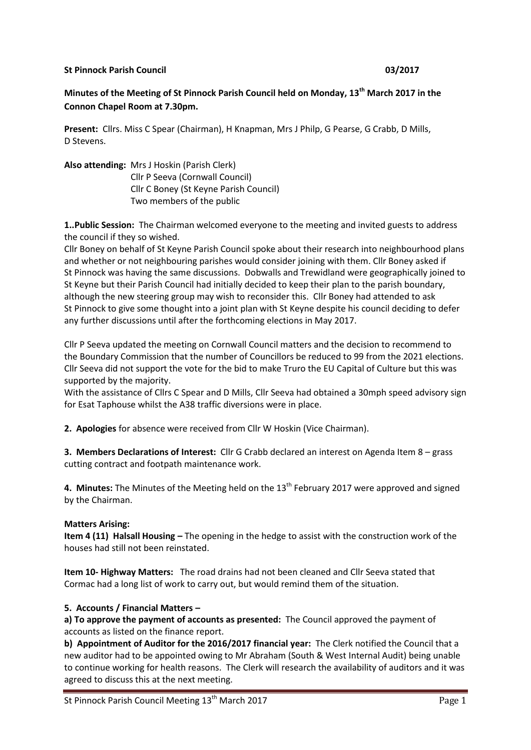**St Pinnock Parish Council 03/2017**

**Minutes of the Meeting of St Pinnock Parish Council held on Monday, 13th March 2017 in the Connon Chapel Room at 7.30pm.**

**Present:** Cllrs. Miss C Spear (Chairman), H Knapman, Mrs J Philp, G Pearse, G Crabb, D Mills, D Stevens.

**Also attending:** Mrs J Hoskin (Parish Clerk)
Cllr P Seeva (Cornwall Council)
Cllr C Boney (St Keyne Parish Council)
Two members of the public

**1..Public Session:** The Chairman welcomed everyone to the meeting and invited guests to address the council if they so wished.

Cllr Boney on behalf of St Keyne Parish Council spoke about their research into neighbourhood plans and whether or not neighbouring parishes would consider joining with them. Cllr Boney asked if St Pinnock was having the same discussions. Dobwalls and Trewidland were geographically joined to St Keyne but their Parish Council had initially decided to keep their plan to the parish boundary, although the new steering group may wish to reconsider this. Cllr Boney had attended to ask St Pinnock to give some thought into a joint plan with St Keyne despite his council deciding to defer any further discussions until after the forthcoming elections in May 2017.

Cllr P Seeva updated the meeting on Cornwall Council matters and the decision to recommend to the Boundary Commission that the number of Councillors be reduced to 99 from the 2021 elections. Cllr Seeva did not support the vote for the bid to make Truro the EU Capital of Culture but this was supported by the majority.

With the assistance of Cllrs C Spear and D Mills, Cllr Seeva had obtained a 30mph speed advisory sign for Esat Taphouse whilst the A38 traffic diversions were in place.

**2. Apologies** for absence were received from Cllr W Hoskin (Vice Chairman).

**3. Members Declarations of Interest:** Cllr G Crabb declared an interest on Agenda Item 8 – grass cutting contract and footpath maintenance work.

**4. Minutes:** The Minutes of the Meeting held on the 13th February 2017 were approved and signed by the Chairman.

**Matters Arising:**

**Item 4 (11) Halsall Housing –** The opening in the hedge to assist with the construction work of the houses had still not been reinstated.

**Item 10- Highway Matters:** The road drains had not been cleaned and Cllr Seeva stated that Cormac had a long list of work to carry out, but would remind them of the situation.

**5. Accounts / Financial Matters –**

**a) To approve the payment of accounts as presented:** The Council approved the payment of accounts as listed on the finance report.

**b) Appointment of Auditor for the 2016/2017 financial year:** The Clerk notified the Council that a new auditor had to be appointed owing to Mr Abraham (South & West Internal Audit) being unable to continue working for health reasons. The Clerk will research the availability of auditors and it was agreed to discuss this at the next meeting.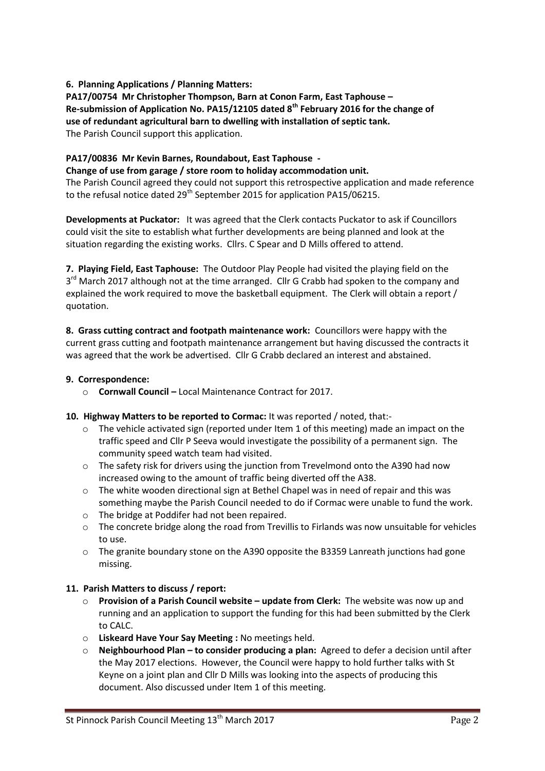**6. Planning Applications / Planning Matters:**

**PA17/00754 Mr Christopher Thompson, Barn at Conon Farm, East Taphouse – Re-submission of Application No. PA15/12105 dated 8th February 2016 for the change of use of redundant agricultural barn to dwelling with installation of septic tank.**
The Parish Council support this application.

**PA17/00836 Mr Kevin Barnes, Roundabout, East Taphouse - Change of use from garage / store room to holiday accommodation unit.**
The Parish Council agreed they could not support this retrospective application and made reference to the refusal notice dated 29th September 2015 for application PA15/06215.

**Developments at Puckator:** It was agreed that the Clerk contacts Puckator to ask if Councillors could visit the site to establish what further developments are being planned and look at the situation regarding the existing works. Cllrs. C Spear and D Mills offered to attend.

**7. Playing Field, East Taphouse:** The Outdoor Play People had visited the playing field on the 3rd March 2017 although not at the time arranged. Cllr G Crabb had spoken to the company and explained the work required to move the basketball equipment. The Clerk will obtain a report / quotation.

**8. Grass cutting contract and footpath maintenance work:** Councillors were happy with the current grass cutting and footpath maintenance arrangement but having discussed the contracts it was agreed that the work be advertised. Cllr G Crabb declared an interest and abstained.

**9. Correspondence:**

- **Cornwall Council –** Local Maintenance Contract for 2017.

**10. Highway Matters to be reported to Cormac:** It was reported / noted, that:-

- The vehicle activated sign (reported under Item 1 of this meeting) made an impact on the traffic speed and Cllr P Seeva would investigate the possibility of a permanent sign. The community speed watch team had visited.
- The safety risk for drivers using the junction from Trevelmond onto the A390 had now increased owing to the amount of traffic being diverted off the A38.
- The white wooden directional sign at Bethel Chapel was in need of repair and this was something maybe the Parish Council needed to do if Cormac were unable to fund the work.
- The bridge at Poddifer had not been repaired.
- The concrete bridge along the road from Trevillis to Firlands was now unsuitable for vehicles to use.
- The granite boundary stone on the A390 opposite the B3359 Lanreath junctions had gone missing.

**11. Parish Matters to discuss / report:**

- **Provision of a Parish Council website – update from Clerk:** The website was now up and running and an application to support the funding for this had been submitted by the Clerk to CALC.
- **Liskeard Have Your Say Meeting :** No meetings held.
- **Neighbourhood Plan – to consider producing a plan:** Agreed to defer a decision until after the May 2017 elections. However, the Council were happy to hold further talks with St Keyne on a joint plan and Cllr D Mills was looking into the aspects of producing this document. Also discussed under Item 1 of this meeting.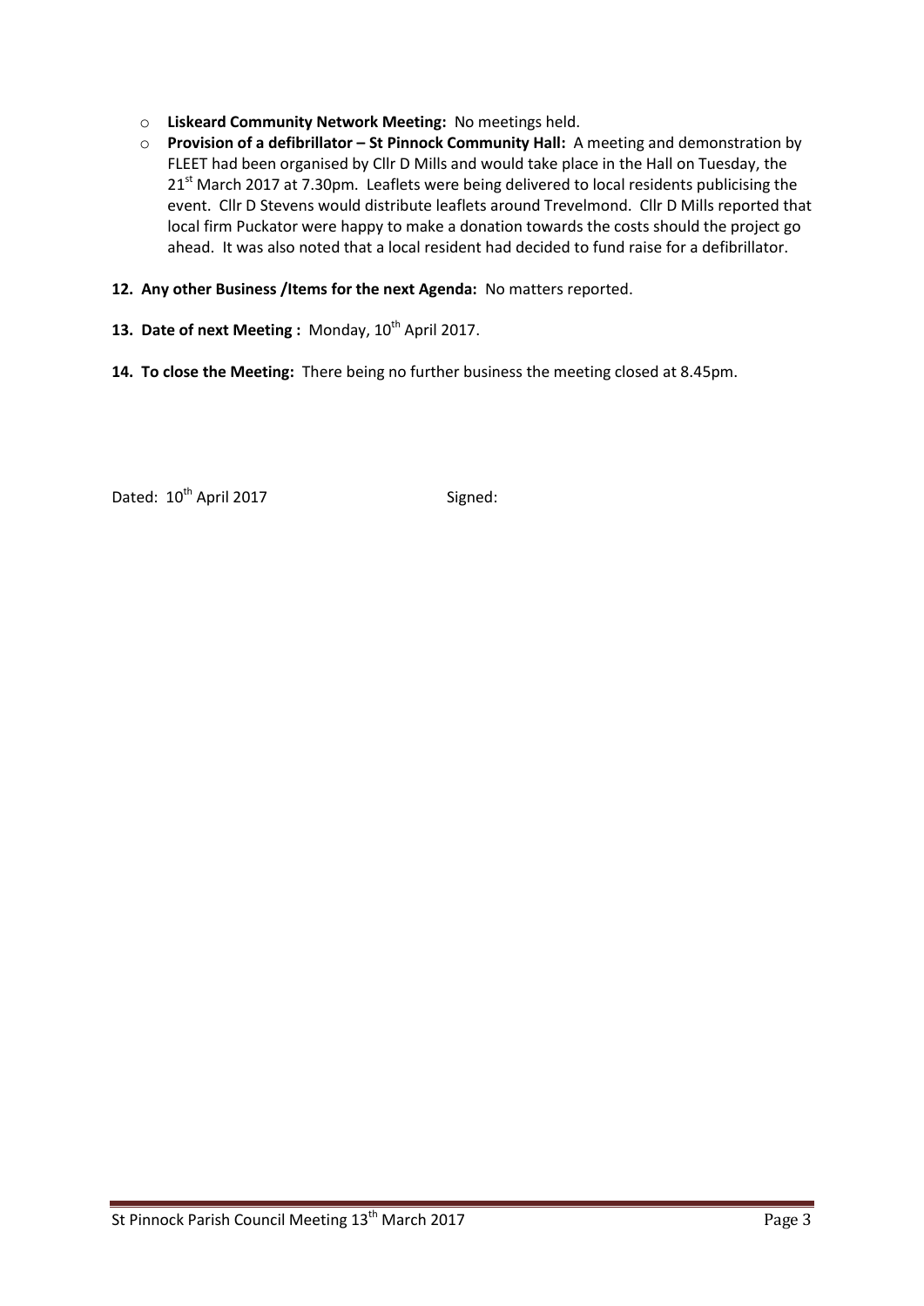- **Liskeard Community Network Meeting:** No meetings held.
- **Provision of a defibrillator – St Pinnock Community Hall:** A meeting and demonstration by FLEET had been organised by Cllr D Mills and would take place in the Hall on Tuesday, the 21st March 2017 at 7.30pm. Leaflets were being delivered to local residents publicising the event. Cllr D Stevens would distribute leaflets around Trevelmond. Cllr D Mills reported that local firm Puckator were happy to make a donation towards the costs should the project go ahead. It was also noted that a local resident had decided to fund raise for a defibrillator.

**12. Any other Business /Items for the next Agenda:** No matters reported.

**13. Date of next Meeting :** Monday, 10th April 2017.

**14. To close the Meeting:** There being no further business the meeting closed at 8.45pm.

Dated: 10th April 2017 Signed: